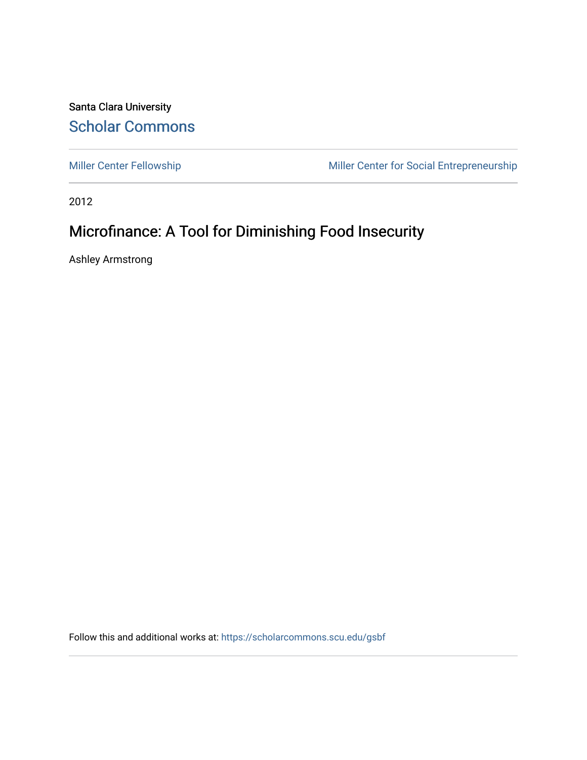Santa Clara University

## Scholar Commons

Miller Center Fellowship | Miller Center for Social Entrepreneurship

2012

# Microfinance: A Tool for Diminishing Food Insecurity

Ashley Armstrong

Follow this and additional works at: https://scholarcommons.scu.edu/gsbf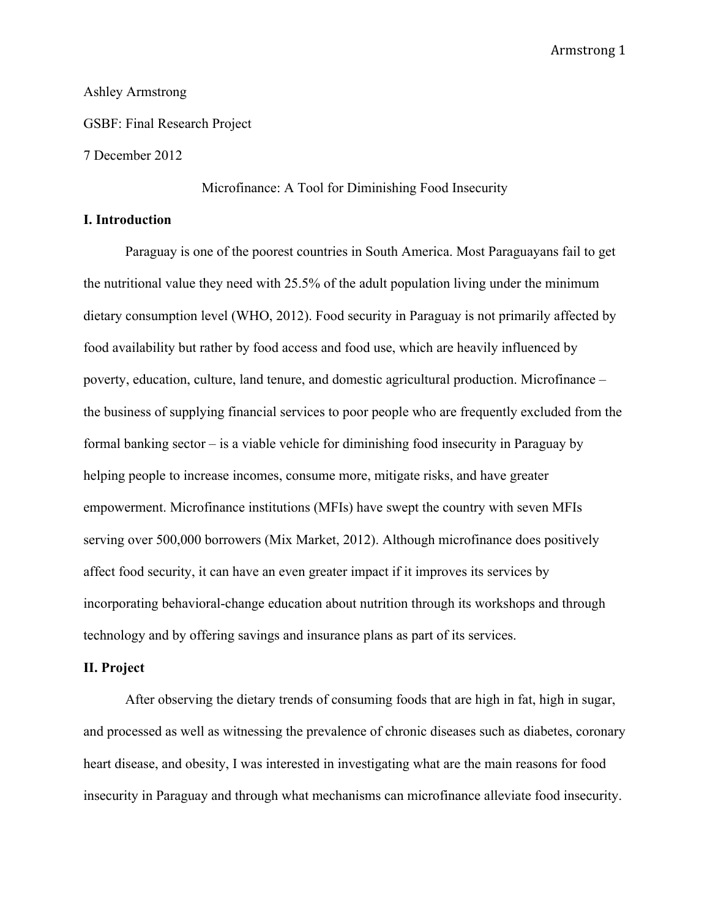Ashley Armstrong

GSBF: Final Research Project

7 December 2012

Microfinance: A Tool for Diminishing Food Insecurity

## I. Introduction

Paraguay is one of the poorest countries in South America. Most Paraguayans fail to get the nutritional value they need with 25.5% of the adult population living under the minimum dietary consumption level (WHO, 2012). Food security in Paraguay is not primarily affected by food availability but rather by food access and food use, which are heavily influenced by poverty, education, culture, land tenure, and domestic agricultural production. Microfinance – the business of supplying financial services to poor people who are frequently excluded from the formal banking sector – is a viable vehicle for diminishing food insecurity in Paraguay by helping people to increase incomes, consume more, mitigate risks, and have greater empowerment. Microfinance institutions (MFIs) have swept the country with seven MFIs serving over 500,000 borrowers (Mix Market, 2012). Although microfinance does positively affect food security, it can have an even greater impact if it improves its services by incorporating behavioral-change education about nutrition through its workshops and through technology and by offering savings and insurance plans as part of its services.

## II. Project

After observing the dietary trends of consuming foods that are high in fat, high in sugar, and processed as well as witnessing the prevalence of chronic diseases such as diabetes, coronary heart disease, and obesity, I was interested in investigating what are the main reasons for food insecurity in Paraguay and through what mechanisms can microfinance alleviate food insecurity.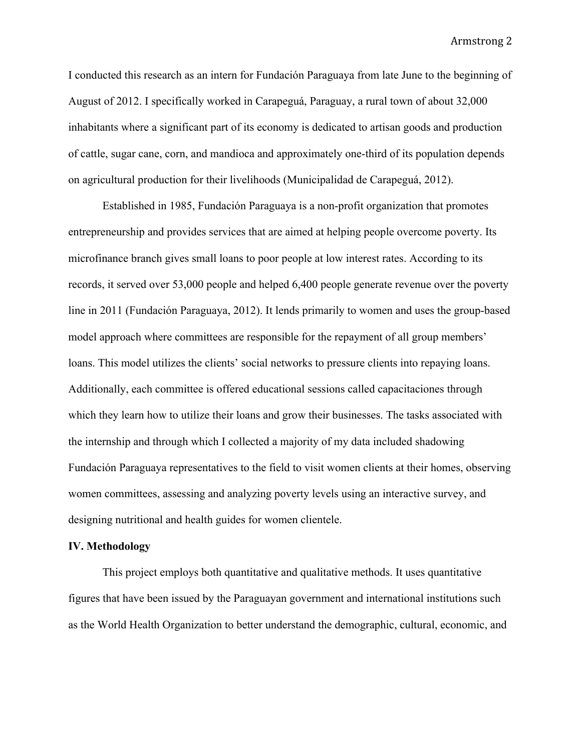I conducted this research as an intern for Fundación Paraguaya from late June to the beginning of August of 2012. I specifically worked in Carapeguá, Paraguay, a rural town of about 32,000 inhabitants where a significant part of its economy is dedicated to artisan goods and production of cattle, sugar cane, corn, and mandioca and approximately one-third of its population depends on agricultural production for their livelihoods (Municipalidad de Carapeguá, 2012).

Established in 1985, Fundación Paraguaya is a non-profit organization that promotes entrepreneurship and provides services that are aimed at helping people overcome poverty. Its microfinance branch gives small loans to poor people at low interest rates. According to its records, it served over 53,000 people and helped 6,400 people generate revenue over the poverty line in 2011 (Fundación Paraguaya, 2012). It lends primarily to women and uses the group-based model approach where committees are responsible for the repayment of all group members' loans. This model utilizes the clients' social networks to pressure clients into repaying loans. Additionally, each committee is offered educational sessions called capacitaciones through which they learn how to utilize their loans and grow their businesses. The tasks associated with the internship and through which I collected a majority of my data included shadowing Fundación Paraguaya representatives to the field to visit women clients at their homes, observing women committees, assessing and analyzing poverty levels using an interactive survey, and designing nutritional and health guides for women clientele.

**IV. Methodology**

This project employs both quantitative and qualitative methods. It uses quantitative figures that have been issued by the Paraguayan government and international institutions such as the World Health Organization to better understand the demographic, cultural, economic, and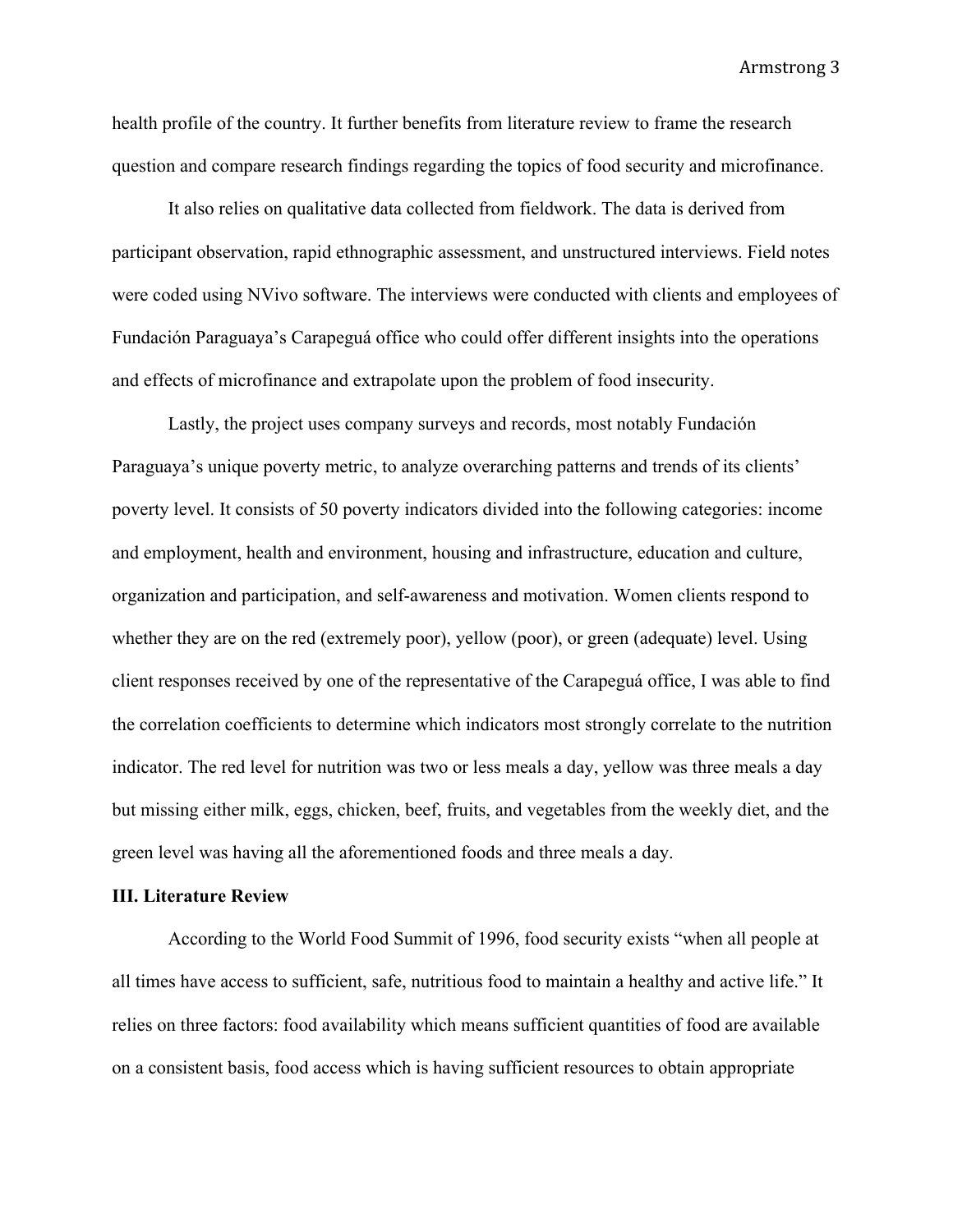health profile of the country. It further benefits from literature review to frame the research question and compare research findings regarding the topics of food security and microfinance.

It also relies on qualitative data collected from fieldwork. The data is derived from participant observation, rapid ethnographic assessment, and unstructured interviews. Field notes were coded using NVivo software. The interviews were conducted with clients and employees of Fundación Paraguaya's Carapeguá office who could offer different insights into the operations and effects of microfinance and extrapolate upon the problem of food insecurity.

Lastly, the project uses company surveys and records, most notably Fundación Paraguaya's unique poverty metric, to analyze overarching patterns and trends of its clients' poverty level. It consists of 50 poverty indicators divided into the following categories: income and employment, health and environment, housing and infrastructure, education and culture, organization and participation, and self-awareness and motivation. Women clients respond to whether they are on the red (extremely poor), yellow (poor), or green (adequate) level. Using client responses received by one of the representative of the Carapeguá office, I was able to find the correlation coefficients to determine which indicators most strongly correlate to the nutrition indicator. The red level for nutrition was two or less meals a day, yellow was three meals a day but missing either milk, eggs, chicken, beef, fruits, and vegetables from the weekly diet, and the green level was having all the aforementioned foods and three meals a day.

### III. Literature Review

According to the World Food Summit of 1996, food security exists "when all people at all times have access to sufficient, safe, nutritious food to maintain a healthy and active life." It relies on three factors: food availability which means sufficient quantities of food are available on a consistent basis, food access which is having sufficient resources to obtain appropriate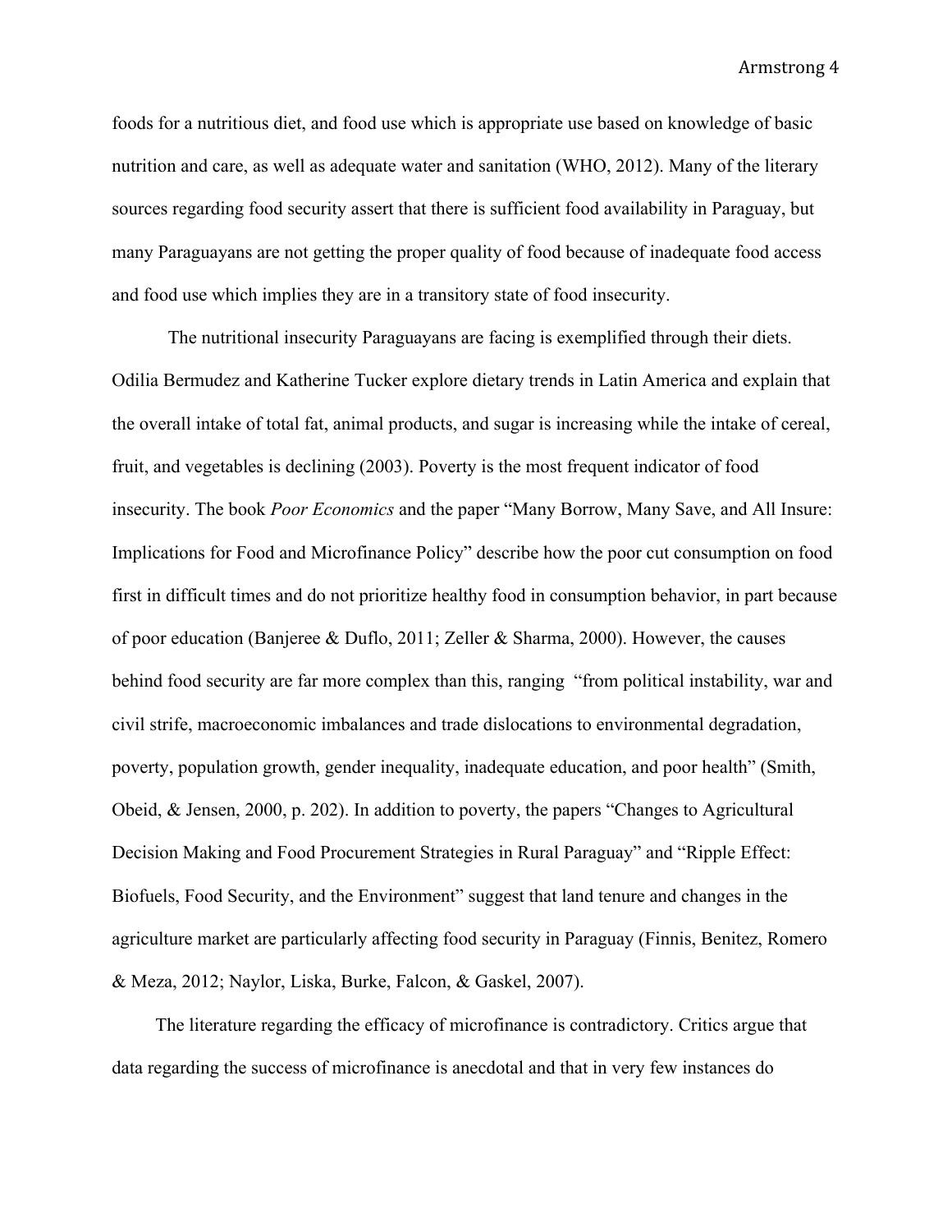foods for a nutritious diet, and food use which is appropriate use based on knowledge of basic nutrition and care, as well as adequate water and sanitation (WHO, 2012). Many of the literary sources regarding food security assert that there is sufficient food availability in Paraguay, but many Paraguayans are not getting the proper quality of food because of inadequate food access and food use which implies they are in a transitory state of food insecurity.

The nutritional insecurity Paraguayans are facing is exemplified through their diets. Odilia Bermudez and Katherine Tucker explore dietary trends in Latin America and explain that the overall intake of total fat, animal products, and sugar is increasing while the intake of cereal, fruit, and vegetables is declining (2003). Poverty is the most frequent indicator of food insecurity. The book *Poor Economics* and the paper "Many Borrow, Many Save, and All Insure: Implications for Food and Microfinance Policy" describe how the poor cut consumption on food first in difficult times and do not prioritize healthy food in consumption behavior, in part because of poor education (Banjeree & Duflo, 2011; Zeller & Sharma, 2000). However, the causes behind food security are far more complex than this, ranging "from political instability, war and civil strife, macroeconomic imbalances and trade dislocations to environmental degradation, poverty, population growth, gender inequality, inadequate education, and poor health" (Smith, Obeid, & Jensen, 2000, p. 202). In addition to poverty, the papers "Changes to Agricultural Decision Making and Food Procurement Strategies in Rural Paraguay" and "Ripple Effect: Biofuels, Food Security, and the Environment" suggest that land tenure and changes in the agriculture market are particularly affecting food security in Paraguay (Finnis, Benitez, Romero & Meza, 2012; Naylor, Liska, Burke, Falcon, & Gaskel, 2007).

The literature regarding the efficacy of microfinance is contradictory. Critics argue that data regarding the success of microfinance is anecdotal and that in very few instances do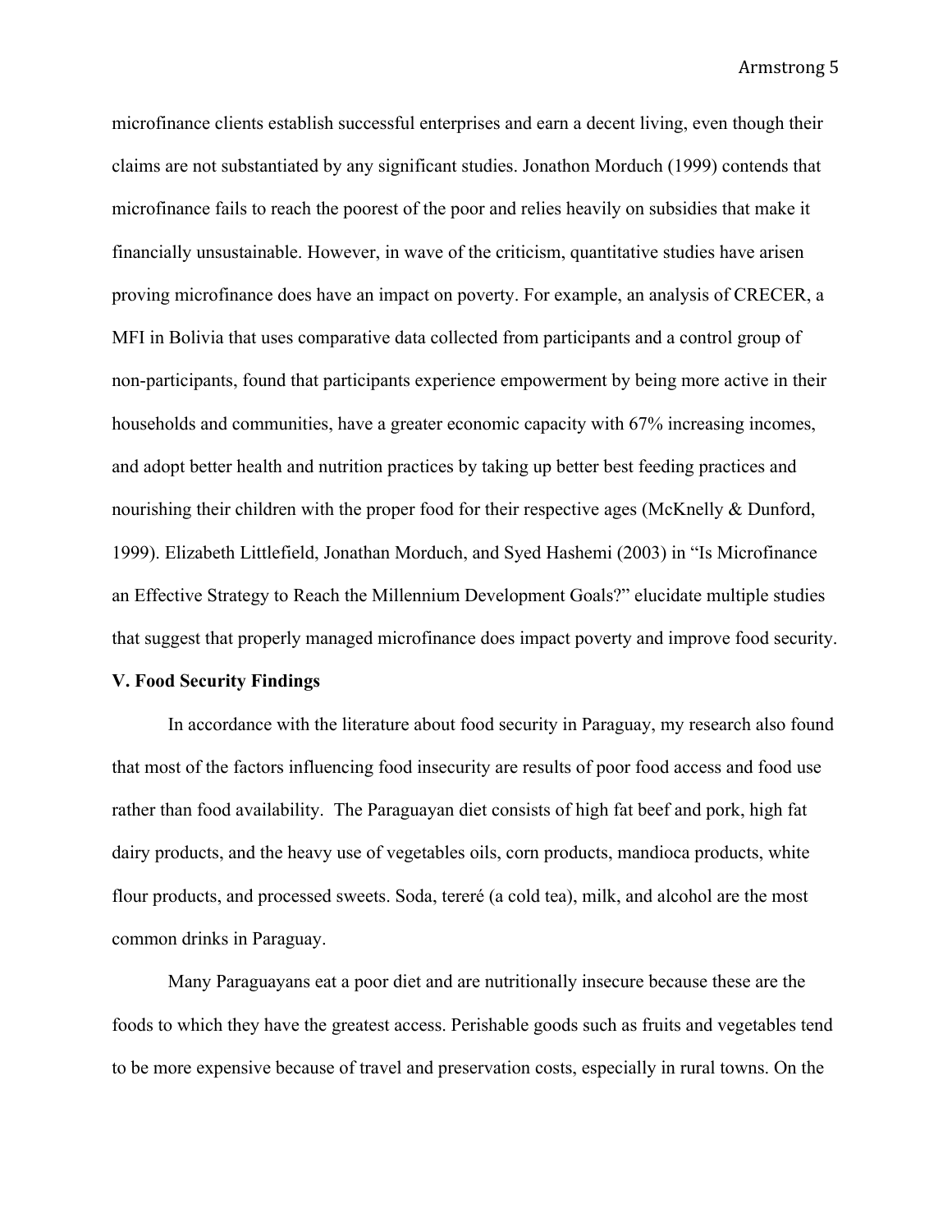microfinance clients establish successful enterprises and earn a decent living, even though their claims are not substantiated by any significant studies. Jonathon Morduch (1999) contends that microfinance fails to reach the poorest of the poor and relies heavily on subsidies that make it financially unsustainable. However, in wave of the criticism, quantitative studies have arisen proving microfinance does have an impact on poverty. For example, an analysis of CRECER, a MFI in Bolivia that uses comparative data collected from participants and a control group of non-participants, found that participants experience empowerment by being more active in their households and communities, have a greater economic capacity with 67% increasing incomes, and adopt better health and nutrition practices by taking up better best feeding practices and nourishing their children with the proper food for their respective ages (McKnelly & Dunford, 1999). Elizabeth Littlefield, Jonathan Morduch, and Syed Hashemi (2003) in "Is Microfinance an Effective Strategy to Reach the Millennium Development Goals?" elucidate multiple studies that suggest that properly managed microfinance does impact poverty and improve food security.

**V. Food Security Findings**

In accordance with the literature about food security in Paraguay, my research also found that most of the factors influencing food insecurity are results of poor food access and food use rather than food availability. The Paraguayan diet consists of high fat beef and pork, high fat dairy products, and the heavy use of vegetables oils, corn products, mandioca products, white flour products, and processed sweets. Soda, tereré (a cold tea), milk, and alcohol are the most common drinks in Paraguay.

Many Paraguayans eat a poor diet and are nutritionally insecure because these are the foods to which they have the greatest access. Perishable goods such as fruits and vegetables tend to be more expensive because of travel and preservation costs, especially in rural towns. On the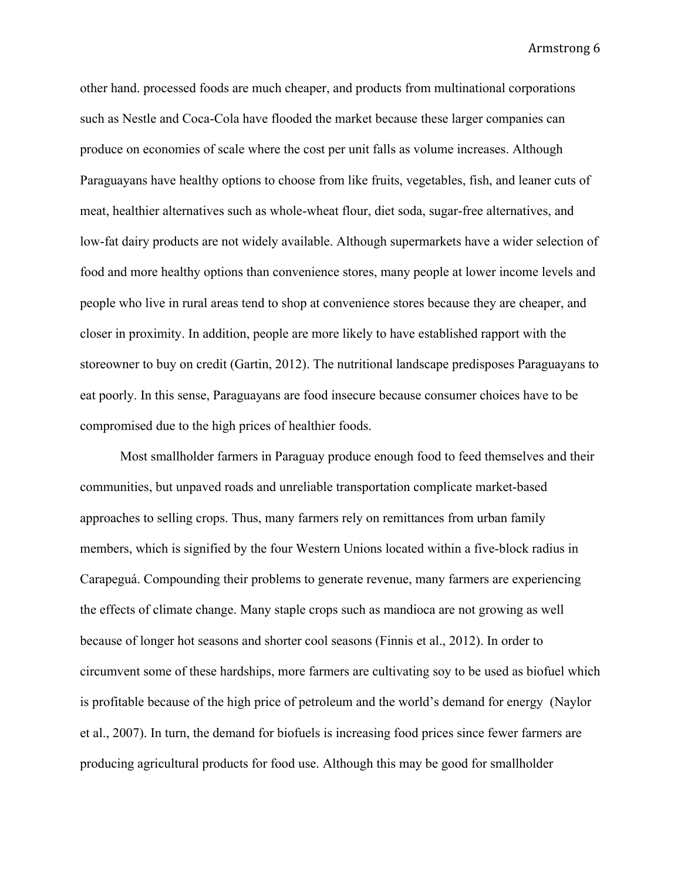other hand. processed foods are much cheaper, and products from multinational corporations such as Nestle and Coca-Cola have flooded the market because these larger companies can produce on economies of scale where the cost per unit falls as volume increases. Although Paraguayans have healthy options to choose from like fruits, vegetables, fish, and leaner cuts of meat, healthier alternatives such as whole-wheat flour, diet soda, sugar-free alternatives, and low-fat dairy products are not widely available. Although supermarkets have a wider selection of food and more healthy options than convenience stores, many people at lower income levels and people who live in rural areas tend to shop at convenience stores because they are cheaper, and closer in proximity. In addition, people are more likely to have established rapport with the storeowner to buy on credit (Gartin, 2012). The nutritional landscape predisposes Paraguayans to eat poorly. In this sense, Paraguayans are food insecure because consumer choices have to be compromised due to the high prices of healthier foods.

Most smallholder farmers in Paraguay produce enough food to feed themselves and their communities, but unpaved roads and unreliable transportation complicate market-based approaches to selling crops. Thus, many farmers rely on remittances from urban family members, which is signified by the four Western Unions located within a five-block radius in Carapeguá. Compounding their problems to generate revenue, many farmers are experiencing the effects of climate change. Many staple crops such as mandioca are not growing as well because of longer hot seasons and shorter cool seasons (Finnis et al., 2012). In order to circumvent some of these hardships, more farmers are cultivating soy to be used as biofuel which is profitable because of the high price of petroleum and the world's demand for energy (Naylor et al., 2007). In turn, the demand for biofuels is increasing food prices since fewer farmers are producing agricultural products for food use. Although this may be good for smallholder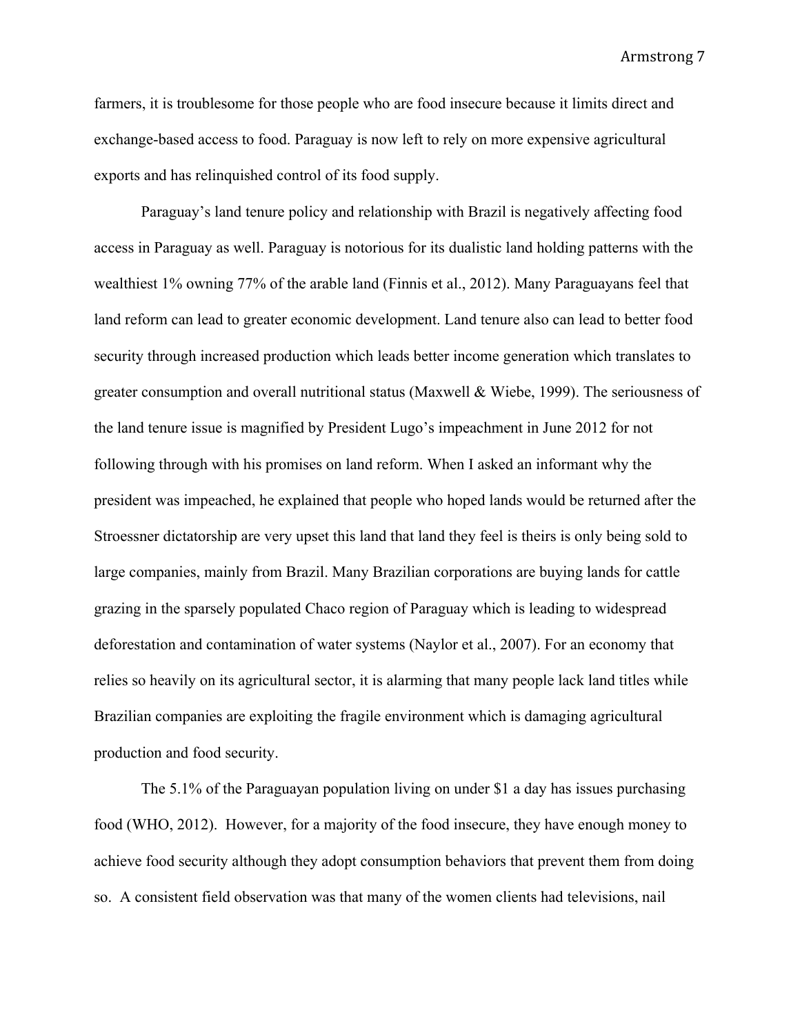farmers, it is troublesome for those people who are food insecure because it limits direct and exchange-based access to food. Paraguay is now left to rely on more expensive agricultural exports and has relinquished control of its food supply.

Paraguay's land tenure policy and relationship with Brazil is negatively affecting food access in Paraguay as well. Paraguay is notorious for its dualistic land holding patterns with the wealthiest 1% owning 77% of the arable land (Finnis et al., 2012). Many Paraguayans feel that land reform can lead to greater economic development. Land tenure also can lead to better food security through increased production which leads better income generation which translates to greater consumption and overall nutritional status (Maxwell & Wiebe, 1999). The seriousness of the land tenure issue is magnified by President Lugo's impeachment in June 2012 for not following through with his promises on land reform. When I asked an informant why the president was impeached, he explained that people who hoped lands would be returned after the Stroessner dictatorship are very upset this land that land they feel is theirs is only being sold to large companies, mainly from Brazil. Many Brazilian corporations are buying lands for cattle grazing in the sparsely populated Chaco region of Paraguay which is leading to widespread deforestation and contamination of water systems (Naylor et al., 2007). For an economy that relies so heavily on its agricultural sector, it is alarming that many people lack land titles while Brazilian companies are exploiting the fragile environment which is damaging agricultural production and food security.

The 5.1% of the Paraguayan population living on under $1 a day has issues purchasing food (WHO, 2012). However, for a majority of the food insecure, they have enough money to achieve food security although they adopt consumption behaviors that prevent them from doing so. A consistent field observation was that many of the women clients had televisions, nail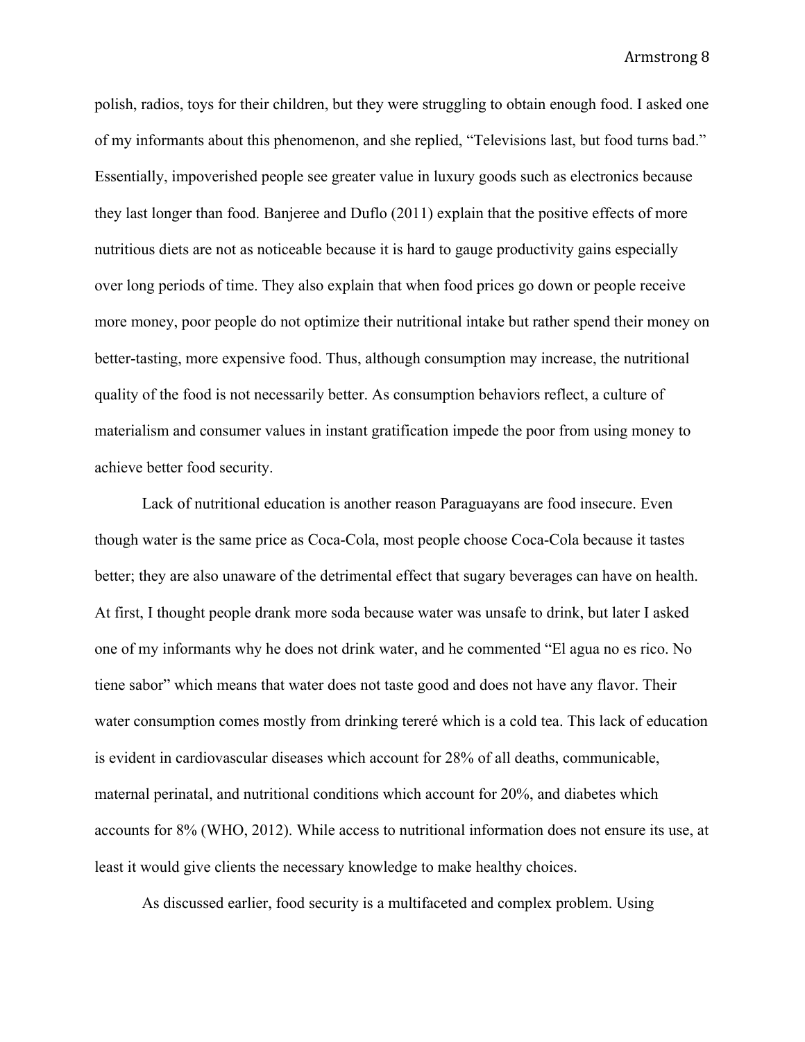polish, radios, toys for their children, but they were struggling to obtain enough food. I asked one of my informants about this phenomenon, and she replied, “Televisions last, but food turns bad.” Essentially, impoverished people see greater value in luxury goods such as electronics because they last longer than food. Banjeree and Duflo (2011) explain that the positive effects of more nutritious diets are not as noticeable because it is hard to gauge productivity gains especially over long periods of time. They also explain that when food prices go down or people receive more money, poor people do not optimize their nutritional intake but rather spend their money on better-tasting, more expensive food. Thus, although consumption may increase, the nutritional quality of the food is not necessarily better. As consumption behaviors reflect, a culture of materialism and consumer values in instant gratification impede the poor from using money to achieve better food security.

Lack of nutritional education is another reason Paraguayans are food insecure. Even though water is the same price as Coca-Cola, most people choose Coca-Cola because it tastes better; they are also unaware of the detrimental effect that sugary beverages can have on health. At first, I thought people drank more soda because water was unsafe to drink, but later I asked one of my informants why he does not drink water, and he commented “El agua no es rico. No tiene sabor” which means that water does not taste good and does not have any flavor. Their water consumption comes mostly from drinking tereré which is a cold tea. This lack of education is evident in cardiovascular diseases which account for 28% of all deaths, communicable, maternal perinatal, and nutritional conditions which account for 20%, and diabetes which accounts for 8% (WHO, 2012). While access to nutritional information does not ensure its use, at least it would give clients the necessary knowledge to make healthy choices.

As discussed earlier, food security is a multifaceted and complex problem. Using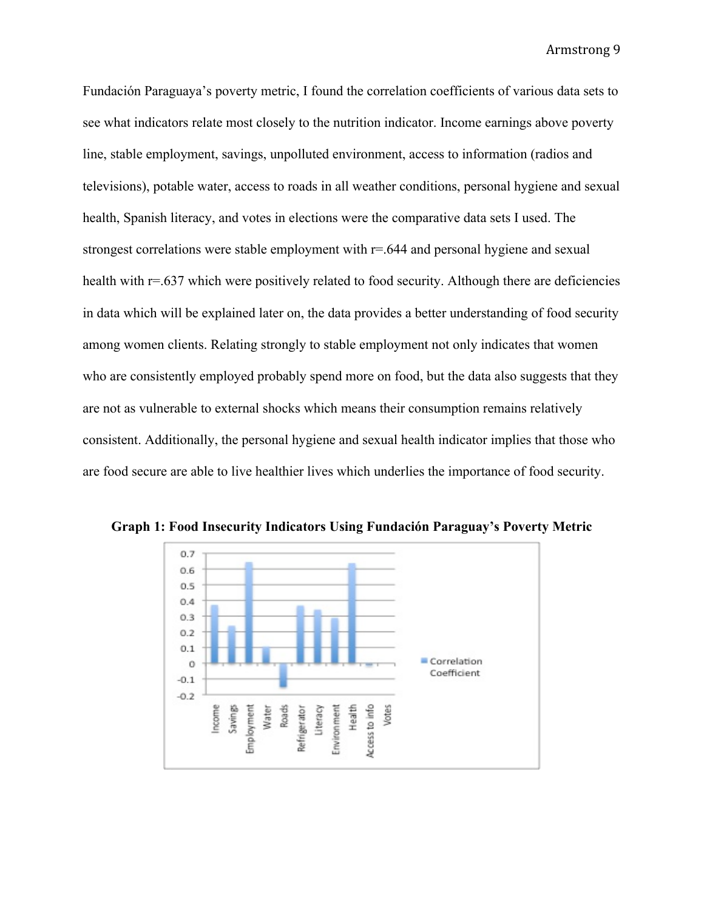Fundación Paraguaya's poverty metric, I found the correlation coefficients of various data sets to see what indicators relate most closely to the nutrition indicator. Income earnings above poverty line, stable employment, savings, unpolluted environment, access to information (radios and televisions), potable water, access to roads in all weather conditions, personal hygiene and sexual health, Spanish literacy, and votes in elections were the comparative data sets I used. The strongest correlations were stable employment with r=.644 and personal hygiene and sexual health with r=.637 which were positively related to food security. Although there are deficiencies in data which will be explained later on, the data provides a better understanding of food security among women clients. Relating strongly to stable employment not only indicates that women who are consistently employed probably spend more on food, but the data also suggests that they are not as vulnerable to external shocks which means their consumption remains relatively consistent. Additionally, the personal hygiene and sexual health indicator implies that those who are food secure are able to live healthier lives which underlies the importance of food security.

**Graph 1: Food Insecurity Indicators Using Fundación Paraguay's Poverty Metric**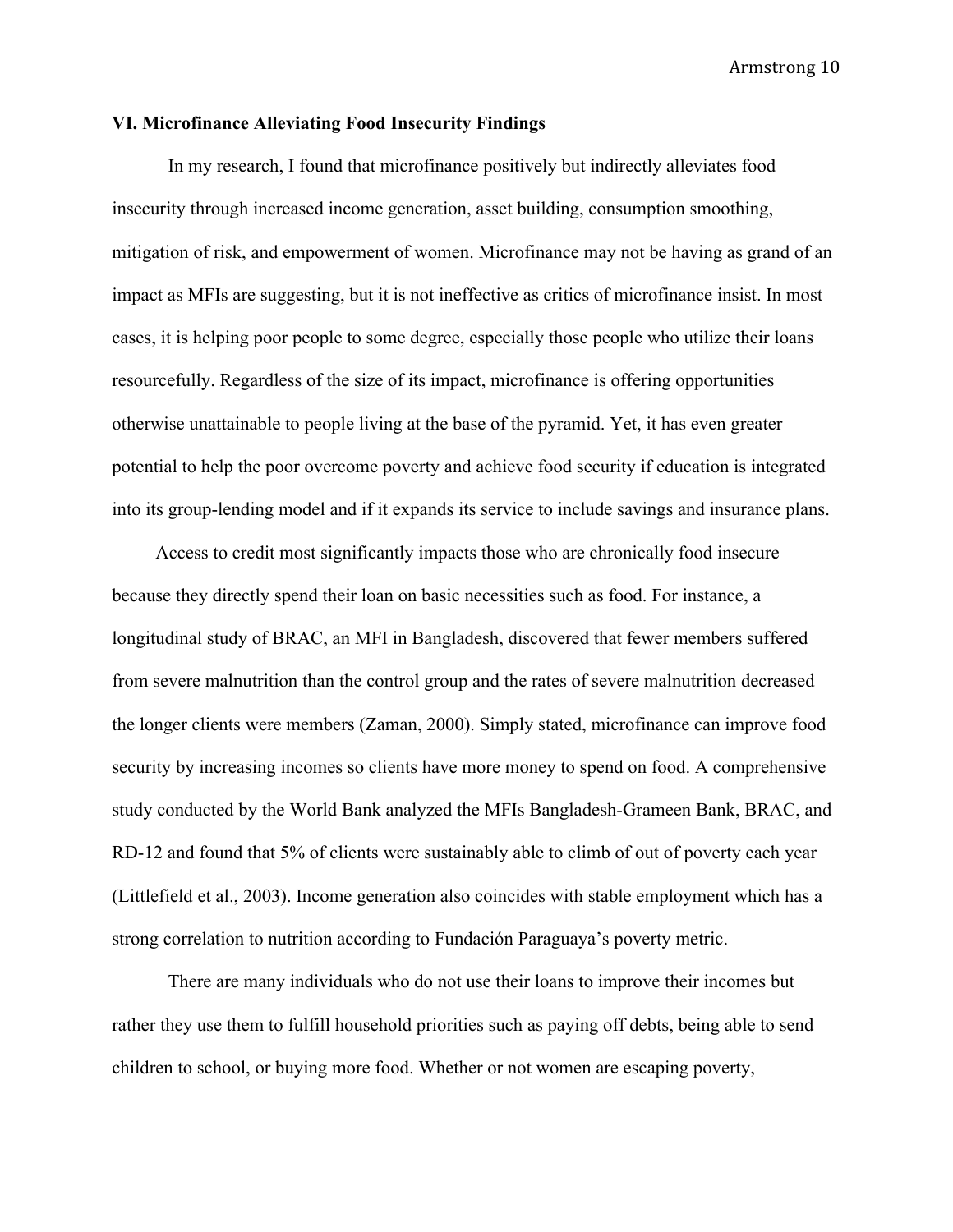### VI. Microfinance Alleviating Food Insecurity Findings

In my research, I found that microfinance positively but indirectly alleviates food insecurity through increased income generation, asset building, consumption smoothing, mitigation of risk, and empowerment of women. Microfinance may not be having as grand of an impact as MFIs are suggesting, but it is not ineffective as critics of microfinance insist. In most cases, it is helping poor people to some degree, especially those people who utilize their loans resourcefully. Regardless of the size of its impact, microfinance is offering opportunities otherwise unattainable to people living at the base of the pyramid. Yet, it has even greater potential to help the poor overcome poverty and achieve food security if education is integrated into its group-lending model and if it expands its service to include savings and insurance plans.

Access to credit most significantly impacts those who are chronically food insecure because they directly spend their loan on basic necessities such as food. For instance, a longitudinal study of BRAC, an MFI in Bangladesh, discovered that fewer members suffered from severe malnutrition than the control group and the rates of severe malnutrition decreased the longer clients were members (Zaman, 2000). Simply stated, microfinance can improve food security by increasing incomes so clients have more money to spend on food. A comprehensive study conducted by the World Bank analyzed the MFIs Bangladesh-Grameen Bank, BRAC, and RD-12 and found that 5% of clients were sustainably able to climb of out of poverty each year (Littlefield et al., 2003). Income generation also coincides with stable employment which has a strong correlation to nutrition according to Fundación Paraguaya's poverty metric.

There are many individuals who do not use their loans to improve their incomes but rather they use them to fulfill household priorities such as paying off debts, being able to send children to school, or buying more food. Whether or not women are escaping poverty,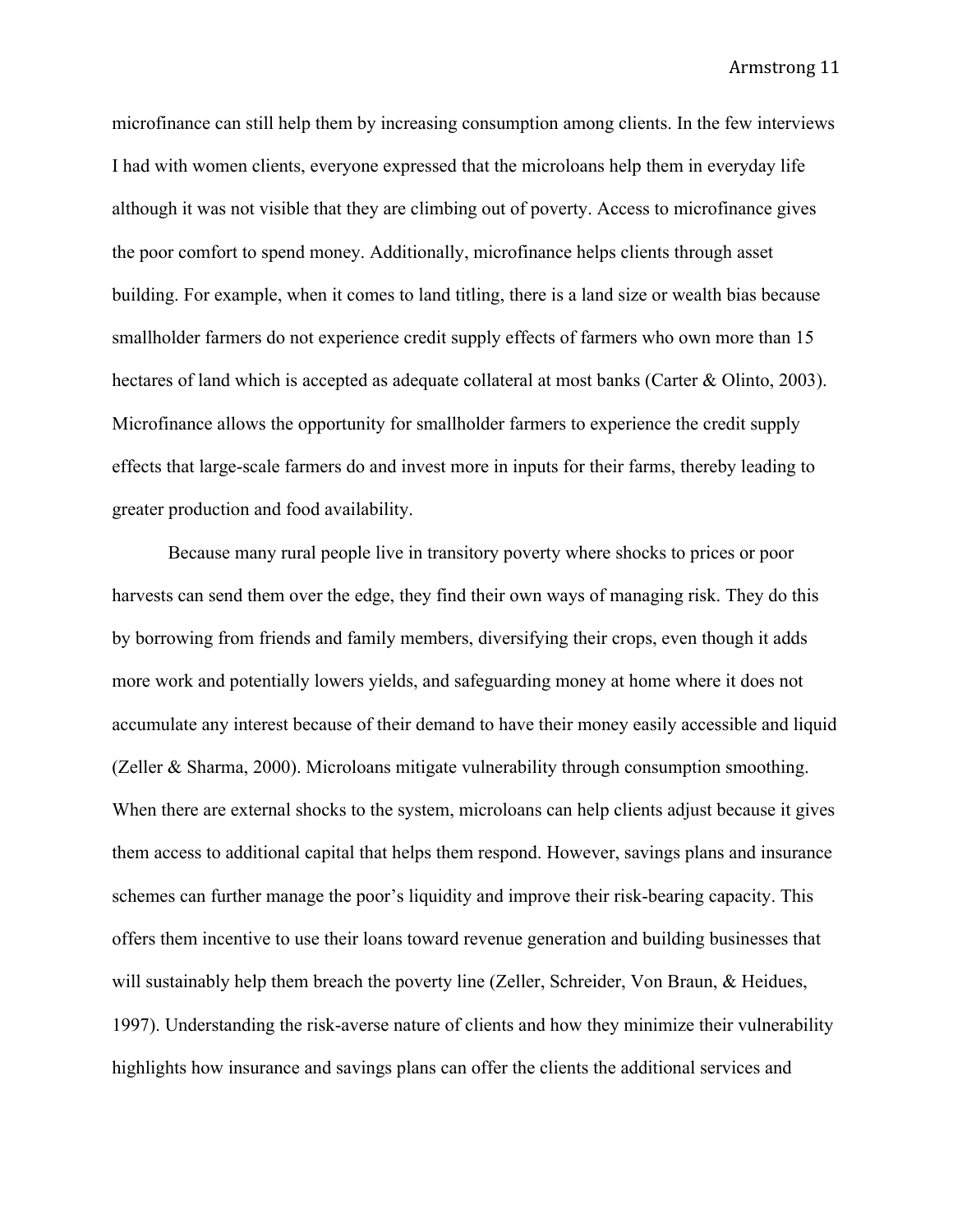microfinance can still help them by increasing consumption among clients. In the few interviews I had with women clients, everyone expressed that the microloans help them in everyday life although it was not visible that they are climbing out of poverty. Access to microfinance gives the poor comfort to spend money. Additionally, microfinance helps clients through asset building. For example, when it comes to land titling, there is a land size or wealth bias because smallholder farmers do not experience credit supply effects of farmers who own more than 15 hectares of land which is accepted as adequate collateral at most banks (Carter & Olinto, 2003). Microfinance allows the opportunity for smallholder farmers to experience the credit supply effects that large-scale farmers do and invest more in inputs for their farms, thereby leading to greater production and food availability.

Because many rural people live in transitory poverty where shocks to prices or poor harvests can send them over the edge, they find their own ways of managing risk. They do this by borrowing from friends and family members, diversifying their crops, even though it adds more work and potentially lowers yields, and safeguarding money at home where it does not accumulate any interest because of their demand to have their money easily accessible and liquid (Zeller & Sharma, 2000). Microloans mitigate vulnerability through consumption smoothing. When there are external shocks to the system, microloans can help clients adjust because it gives them access to additional capital that helps them respond. However, savings plans and insurance schemes can further manage the poor's liquidity and improve their risk-bearing capacity. This offers them incentive to use their loans toward revenue generation and building businesses that will sustainably help them breach the poverty line (Zeller, Schreider, Von Braun, & Heidues, 1997). Understanding the risk-averse nature of clients and how they minimize their vulnerability highlights how insurance and savings plans can offer the clients the additional services and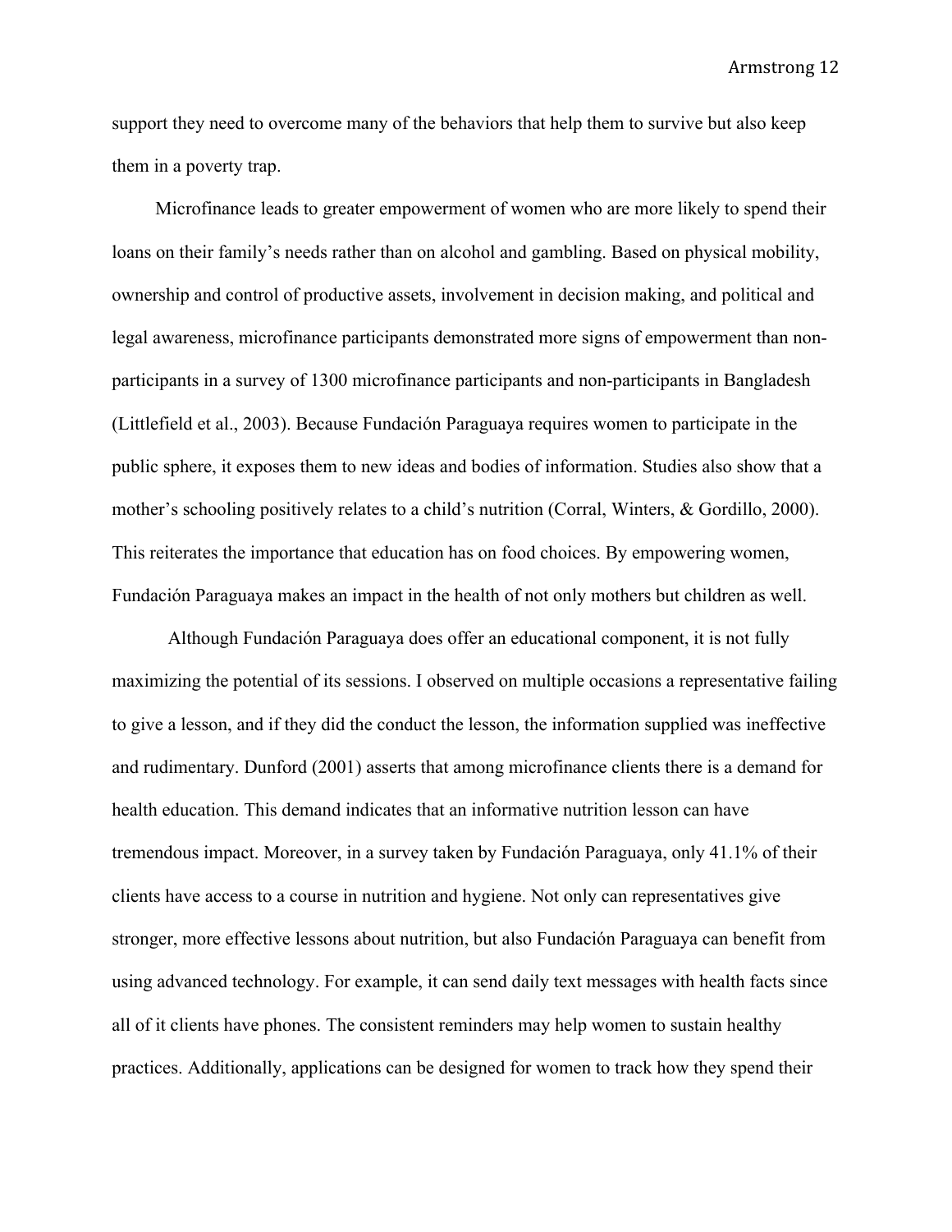support they need to overcome many of the behaviors that help them to survive but also keep them in a poverty trap.

Microfinance leads to greater empowerment of women who are more likely to spend their loans on their family's needs rather than on alcohol and gambling. Based on physical mobility, ownership and control of productive assets, involvement in decision making, and political and legal awareness, microfinance participants demonstrated more signs of empowerment than non-participants in a survey of 1300 microfinance participants and non-participants in Bangladesh (Littlefield et al., 2003). Because Fundación Paraguaya requires women to participate in the public sphere, it exposes them to new ideas and bodies of information. Studies also show that a mother's schooling positively relates to a child's nutrition (Corral, Winters, & Gordillo, 2000). This reiterates the importance that education has on food choices. By empowering women, Fundación Paraguaya makes an impact in the health of not only mothers but children as well.

Although Fundación Paraguaya does offer an educational component, it is not fully maximizing the potential of its sessions. I observed on multiple occasions a representative failing to give a lesson, and if they did the conduct the lesson, the information supplied was ineffective and rudimentary. Dunford (2001) asserts that among microfinance clients there is a demand for health education. This demand indicates that an informative nutrition lesson can have tremendous impact. Moreover, in a survey taken by Fundación Paraguaya, only 41.1% of their clients have access to a course in nutrition and hygiene. Not only can representatives give stronger, more effective lessons about nutrition, but also Fundación Paraguaya can benefit from using advanced technology. For example, it can send daily text messages with health facts since all of it clients have phones. The consistent reminders may help women to sustain healthy practices. Additionally, applications can be designed for women to track how they spend their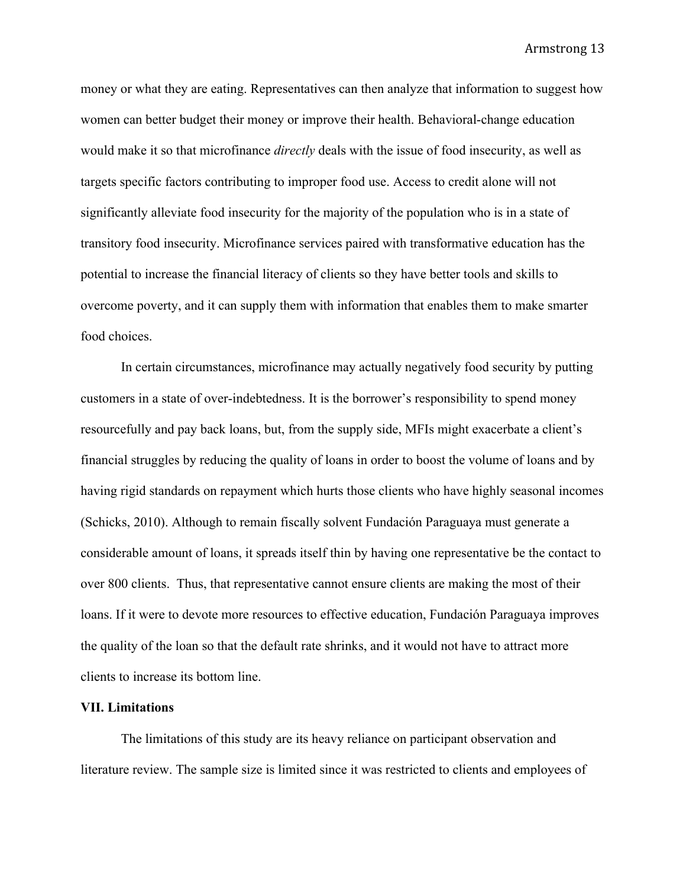money or what they are eating. Representatives can then analyze that information to suggest how women can better budget their money or improve their health. Behavioral-change education would make it so that microfinance *directly* deals with the issue of food insecurity, as well as targets specific factors contributing to improper food use. Access to credit alone will not significantly alleviate food insecurity for the majority of the population who is in a state of transitory food insecurity. Microfinance services paired with transformative education has the potential to increase the financial literacy of clients so they have better tools and skills to overcome poverty, and it can supply them with information that enables them to make smarter food choices.

In certain circumstances, microfinance may actually negatively food security by putting customers in a state of over-indebtedness. It is the borrower's responsibility to spend money resourcefully and pay back loans, but, from the supply side, MFIs might exacerbate a client's financial struggles by reducing the quality of loans in order to boost the volume of loans and by having rigid standards on repayment which hurts those clients who have highly seasonal incomes (Schicks, 2010). Although to remain fiscally solvent Fundación Paraguaya must generate a considerable amount of loans, it spreads itself thin by having one representative be the contact to over 800 clients. Thus, that representative cannot ensure clients are making the most of their loans. If it were to devote more resources to effective education, Fundación Paraguaya improves the quality of the loan so that the default rate shrinks, and it would not have to attract more clients to increase its bottom line.

**VII. Limitations**

The limitations of this study are its heavy reliance on participant observation and literature review. The sample size is limited since it was restricted to clients and employees of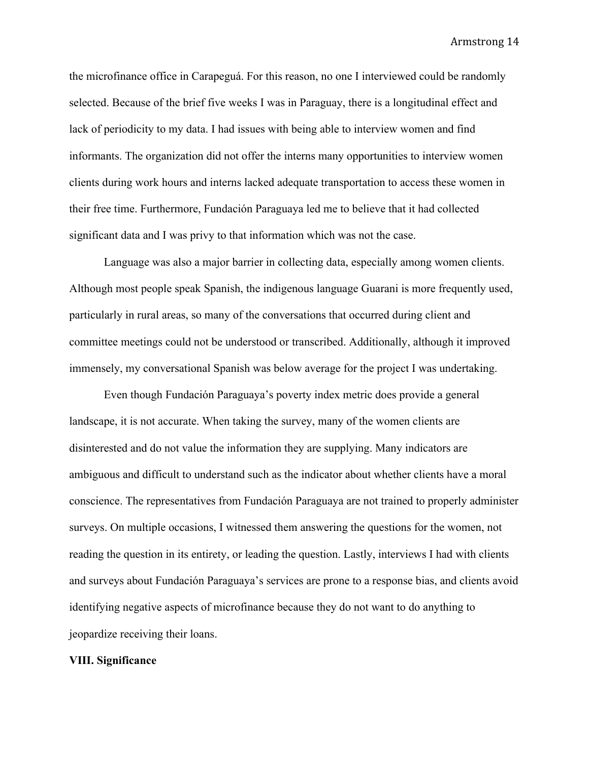the microfinance office in Carapeguá. For this reason, no one I interviewed could be randomly selected. Because of the brief five weeks I was in Paraguay, there is a longitudinal effect and lack of periodicity to my data. I had issues with being able to interview women and find informants. The organization did not offer the interns many opportunities to interview women clients during work hours and interns lacked adequate transportation to access these women in their free time. Furthermore, Fundación Paraguaya led me to believe that it had collected significant data and I was privy to that information which was not the case.

Language was also a major barrier in collecting data, especially among women clients. Although most people speak Spanish, the indigenous language Guarani is more frequently used, particularly in rural areas, so many of the conversations that occurred during client and committee meetings could not be understood or transcribed. Additionally, although it improved immensely, my conversational Spanish was below average for the project I was undertaking.

Even though Fundación Paraguaya's poverty index metric does provide a general landscape, it is not accurate. When taking the survey, many of the women clients are disinterested and do not value the information they are supplying. Many indicators are ambiguous and difficult to understand such as the indicator about whether clients have a moral conscience. The representatives from Fundación Paraguaya are not trained to properly administer surveys. On multiple occasions, I witnessed them answering the questions for the women, not reading the question in its entirety, or leading the question. Lastly, interviews I had with clients and surveys about Fundación Paraguaya's services are prone to a response bias, and clients avoid identifying negative aspects of microfinance because they do not want to do anything to jeopardize receiving their loans.

**VIII. Significance**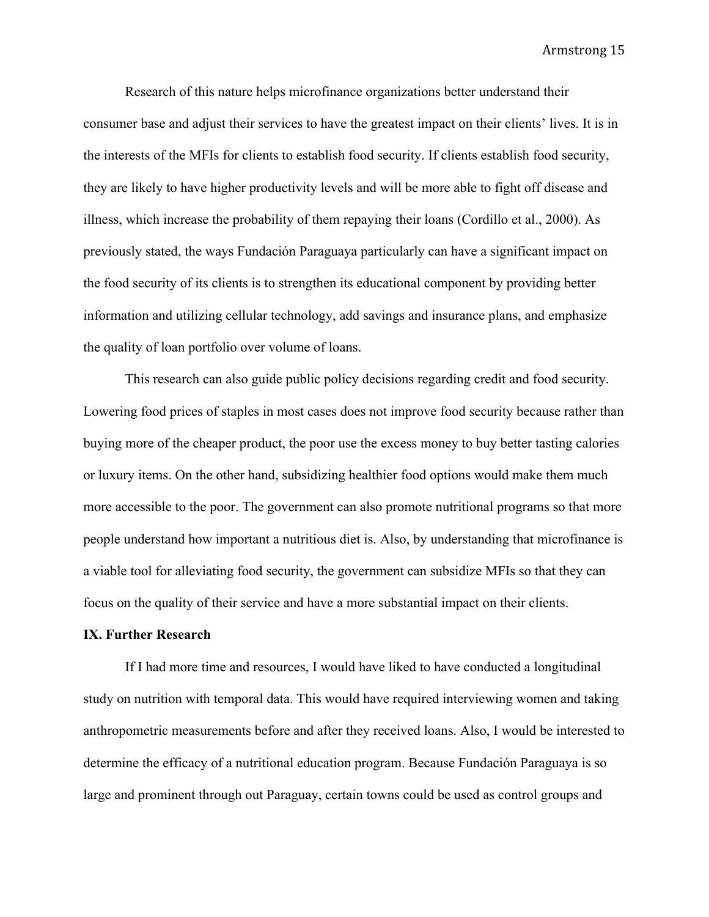Research of this nature helps microfinance organizations better understand their consumer base and adjust their services to have the greatest impact on their clients' lives. It is in the interests of the MFIs for clients to establish food security. If clients establish food security, they are likely to have higher productivity levels and will be more able to fight off disease and illness, which increase the probability of them repaying their loans (Cordillo et al., 2000). As previously stated, the ways Fundación Paraguaya particularly can have a significant impact on the food security of its clients is to strengthen its educational component by providing better information and utilizing cellular technology, add savings and insurance plans, and emphasize the quality of loan portfolio over volume of loans.

This research can also guide public policy decisions regarding credit and food security. Lowering food prices of staples in most cases does not improve food security because rather than buying more of the cheaper product, the poor use the excess money to buy better tasting calories or luxury items. On the other hand, subsidizing healthier food options would make them much more accessible to the poor. The government can also promote nutritional programs so that more people understand how important a nutritious diet is. Also, by understanding that microfinance is a viable tool for alleviating food security, the government can subsidize MFIs so that they can focus on the quality of their service and have a more substantial impact on their clients.

**IX. Further Research**

If I had more time and resources, I would have liked to have conducted a longitudinal study on nutrition with temporal data. This would have required interviewing women and taking anthropometric measurements before and after they received loans. Also, I would be interested to determine the efficacy of a nutritional education program. Because Fundación Paraguaya is so large and prominent through out Paraguay, certain towns could be used as control groups and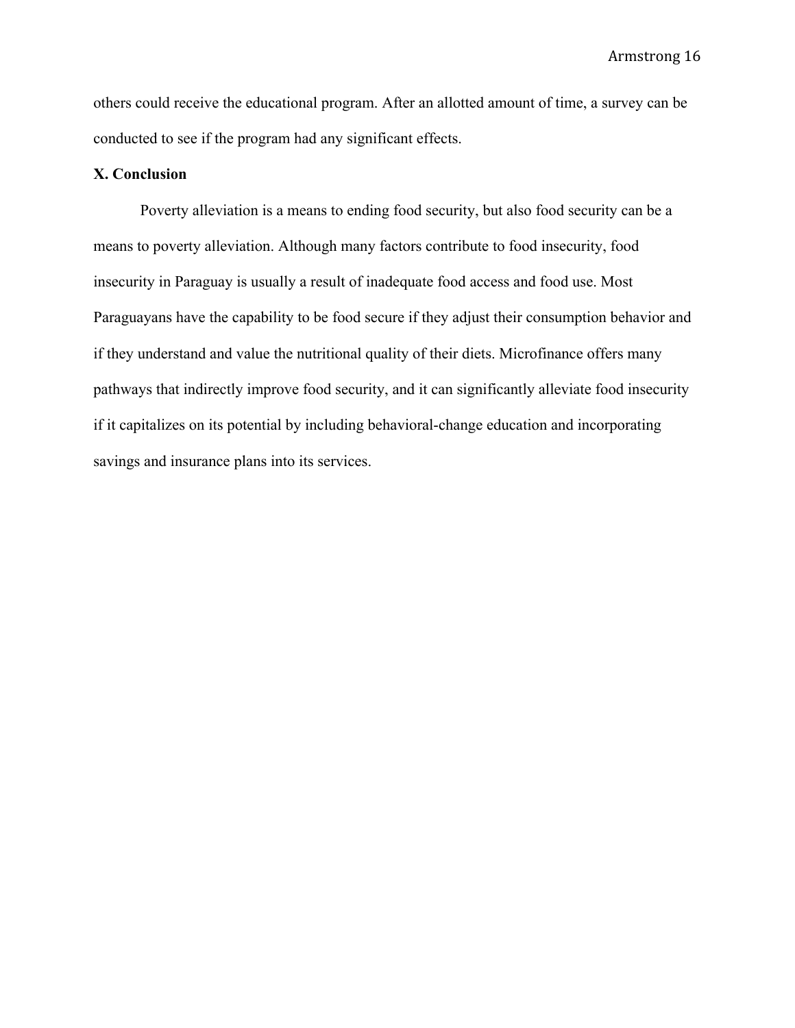others could receive the educational program. After an allotted amount of time, a survey can be conducted to see if the program had any significant effects.

## X. Conclusion

Poverty alleviation is a means to ending food security, but also food security can be a means to poverty alleviation. Although many factors contribute to food insecurity, food insecurity in Paraguay is usually a result of inadequate food access and food use. Most Paraguayans have the capability to be food secure if they adjust their consumption behavior and if they understand and value the nutritional quality of their diets. Microfinance offers many pathways that indirectly improve food security, and it can significantly alleviate food insecurity if it capitalizes on its potential by including behavioral-change education and incorporating savings and insurance plans into its services.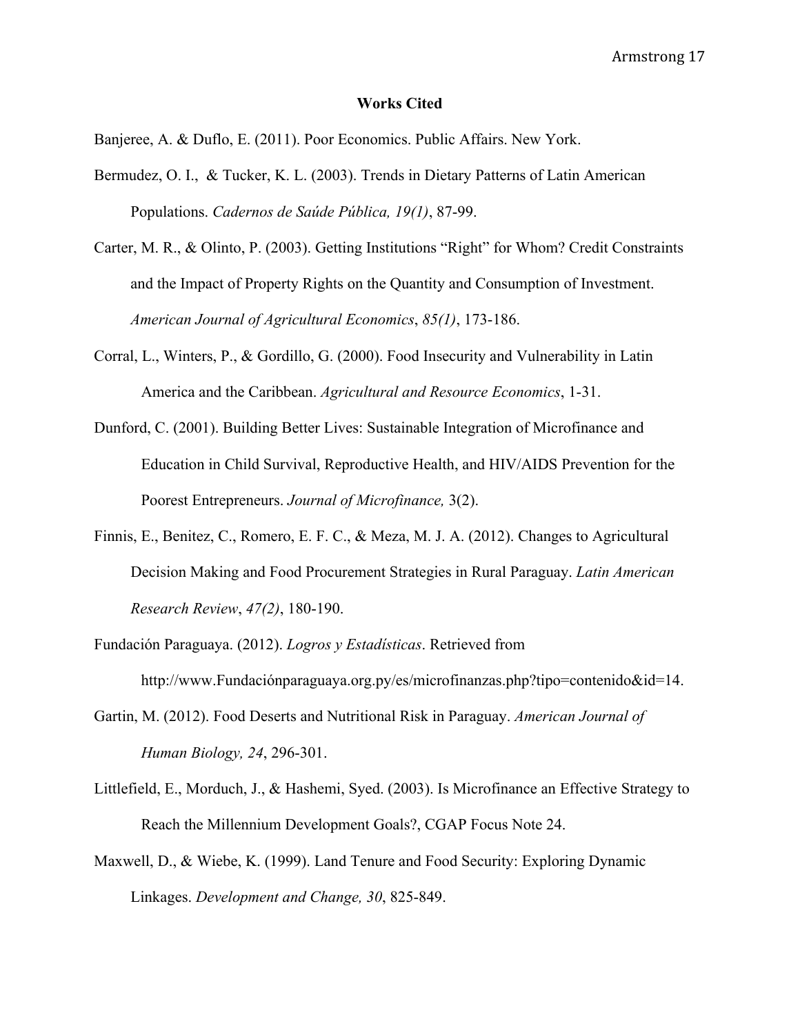## Works Cited

Banjeree, A. & Duflo, E. (2011). Poor Economics. Public Affairs. New York.

Bermudez, O. I., & Tucker, K. L. (2003). Trends in Dietary Patterns of Latin American Populations. *Cadernos de Saúde Pública, 19(1)*, 87-99.

Carter, M. R., & Olinto, P. (2003). Getting Institutions "Right" for Whom? Credit Constraints and the Impact of Property Rights on the Quantity and Consumption of Investment. *American Journal of Agricultural Economics*, *85(1)*, 173-186.

Corral, L., Winters, P., & Gordillo, G. (2000). Food Insecurity and Vulnerability in Latin America and the Caribbean. *Agricultural and Resource Economics*, 1-31.

Dunford, C. (2001). Building Better Lives: Sustainable Integration of Microfinance and Education in Child Survival, Reproductive Health, and HIV/AIDS Prevention for the Poorest Entrepreneurs. *Journal of Microfinance,* 3(2).

Finnis, E., Benitez, C., Romero, E. F. C., & Meza, M. J. A. (2012). Changes to Agricultural Decision Making and Food Procurement Strategies in Rural Paraguay. *Latin American Research Review*, *47(2)*, 180-190.

Fundación Paraguaya. (2012). *Logros y Estadísticas*. Retrieved from http://www.Fundaciónparaguaya.org.py/es/microfinanzas.php?tipo=contenido&id=14.

Gartin, M. (2012). Food Deserts and Nutritional Risk in Paraguay. *American Journal of Human Biology, 24*, 296-301.

Littlefield, E., Morduch, J., & Hashemi, Syed. (2003). Is Microfinance an Effective Strategy to Reach the Millennium Development Goals?, CGAP Focus Note 24.

Maxwell, D., & Wiebe, K. (1999). Land Tenure and Food Security: Exploring Dynamic Linkages. *Development and Change, 30*, 825-849.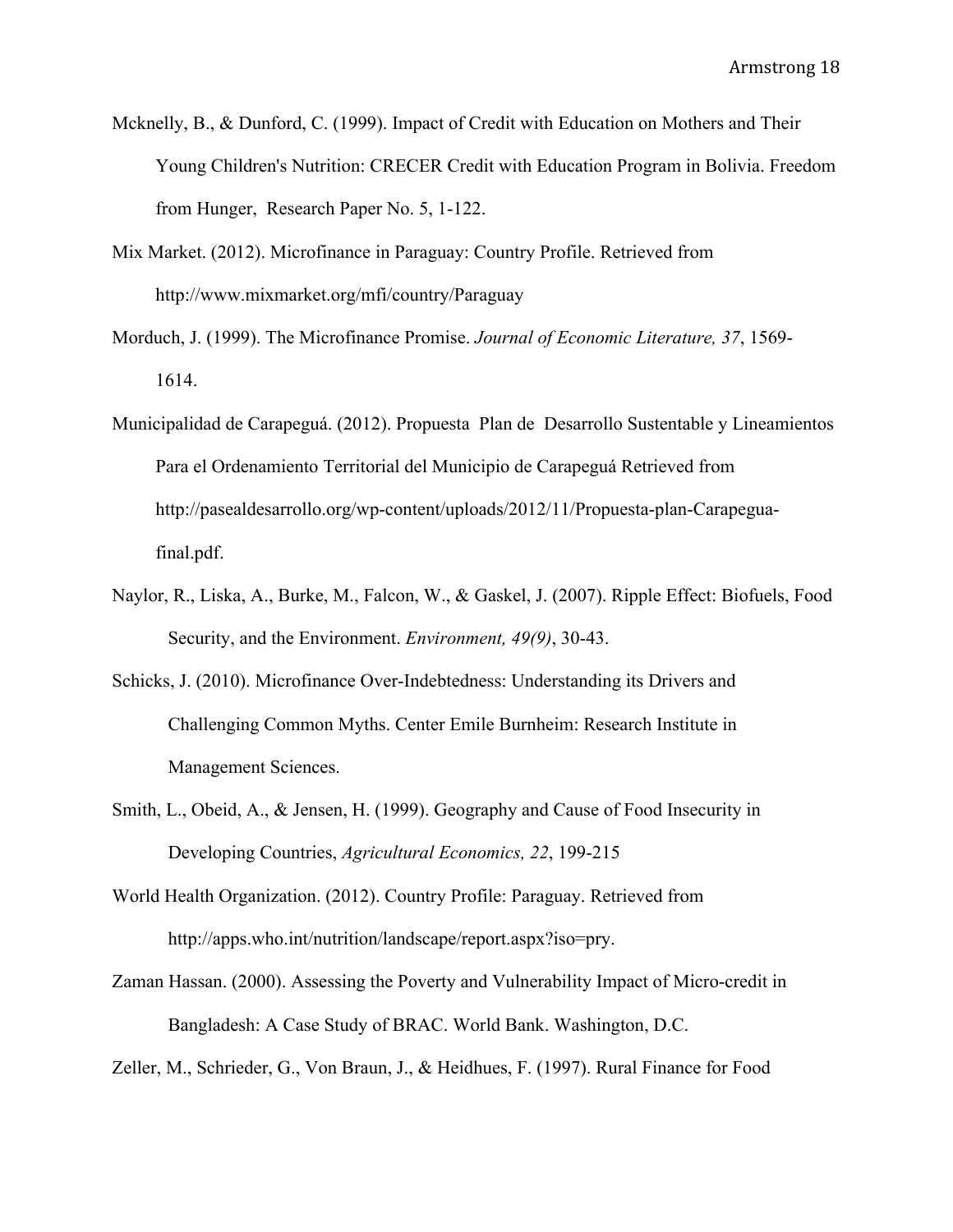Mcknelly, B., & Dunford, C. (1999). Impact of Credit with Education on Mothers and Their Young Children's Nutrition: CRECER Credit with Education Program in Bolivia. Freedom from Hunger, Research Paper No. 5, 1-122.

Mix Market. (2012). Microfinance in Paraguay: Country Profile. Retrieved from http://www.mixmarket.org/mfi/country/Paraguay

Morduch, J. (1999). The Microfinance Promise. *Journal of Economic Literature, 37*, 1569-1614.

Municipalidad de Carapeguá. (2012). Propuesta Plan de Desarrollo Sustentable y Lineamientos Para el Ordenamiento Territorial del Municipio de Carapeguá Retrieved from http://pasealdesarrollo.org/wp-content/uploads/2012/11/Propuesta-plan-Carapegua-final.pdf.

Naylor, R., Liska, A., Burke, M., Falcon, W., & Gaskel, J. (2007). Ripple Effect: Biofuels, Food Security, and the Environment. *Environment, 49(9)*, 30-43.

Schicks, J. (2010). Microfinance Over-Indebtedness: Understanding its Drivers and Challenging Common Myths. Center Emile Burnheim: Research Institute in Management Sciences.

Smith, L., Obeid, A., & Jensen, H. (1999). Geography and Cause of Food Insecurity in Developing Countries, *Agricultural Economics, 22*, 199-215

World Health Organization. (2012). Country Profile: Paraguay. Retrieved from http://apps.who.int/nutrition/landscape/report.aspx?iso=pry.

Zaman Hassan. (2000). Assessing the Poverty and Vulnerability Impact of Micro-credit in Bangladesh: A Case Study of BRAC. World Bank. Washington, D.C.

Zeller, M., Schrieder, G., Von Braun, J., & Heidhues, F. (1997). Rural Finance for Food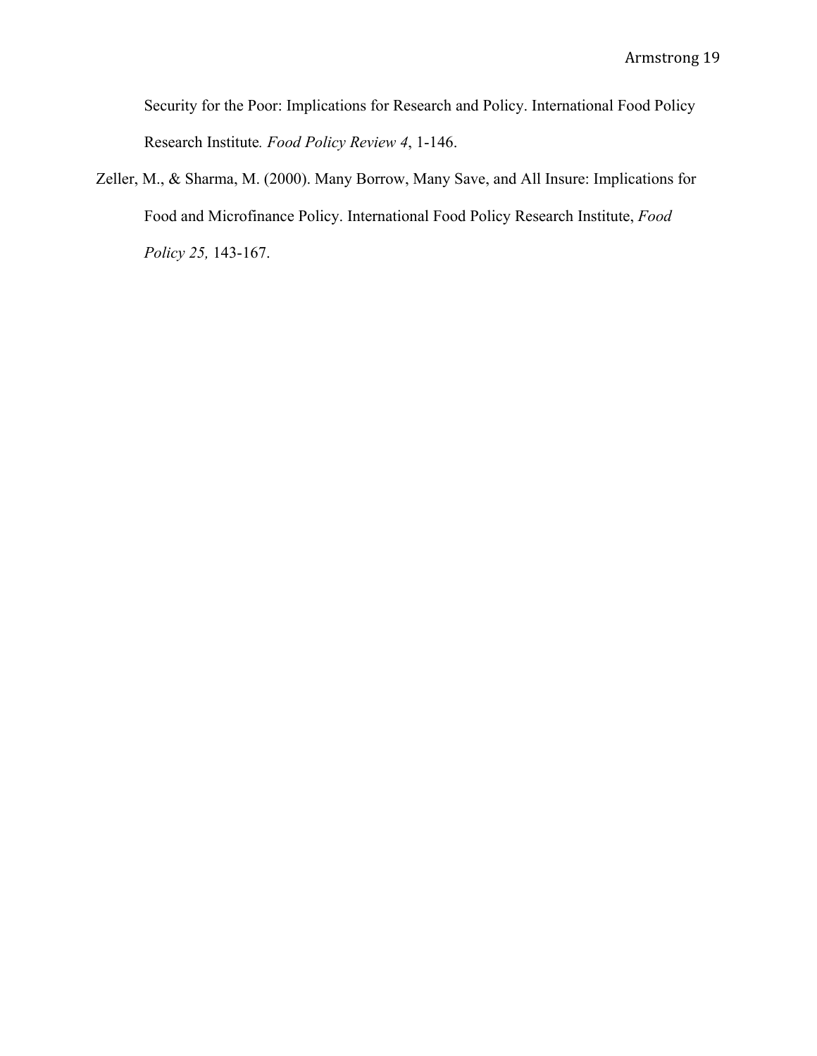Security for the Poor: Implications for Research and Policy. International Food Policy Research Institute*. Food Policy Review 4*, 1-146.

Zeller, M., & Sharma, M. (2000). Many Borrow, Many Save, and All Insure: Implications for Food and Microfinance Policy. International Food Policy Research Institute, *Food Policy 25,* 143-167.